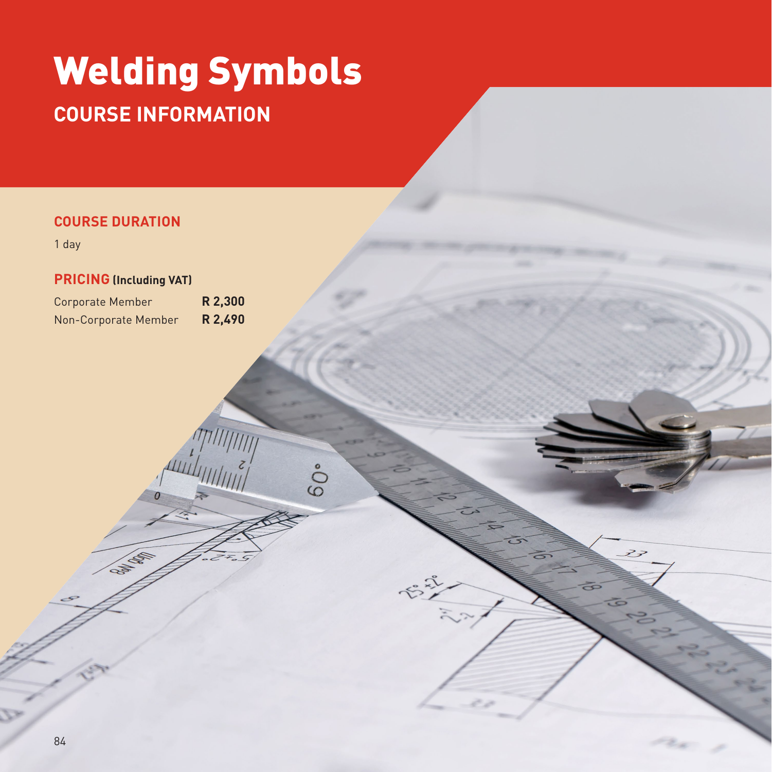# Welding Symbols

## COURSE INFORMATION

### COURSE DURATION

1 day

### PRICING (Including VAT)

| | |
|---|---|
| Corporate Member | **R 2,300** |
| Non-Corporate Member | **R 2,490** |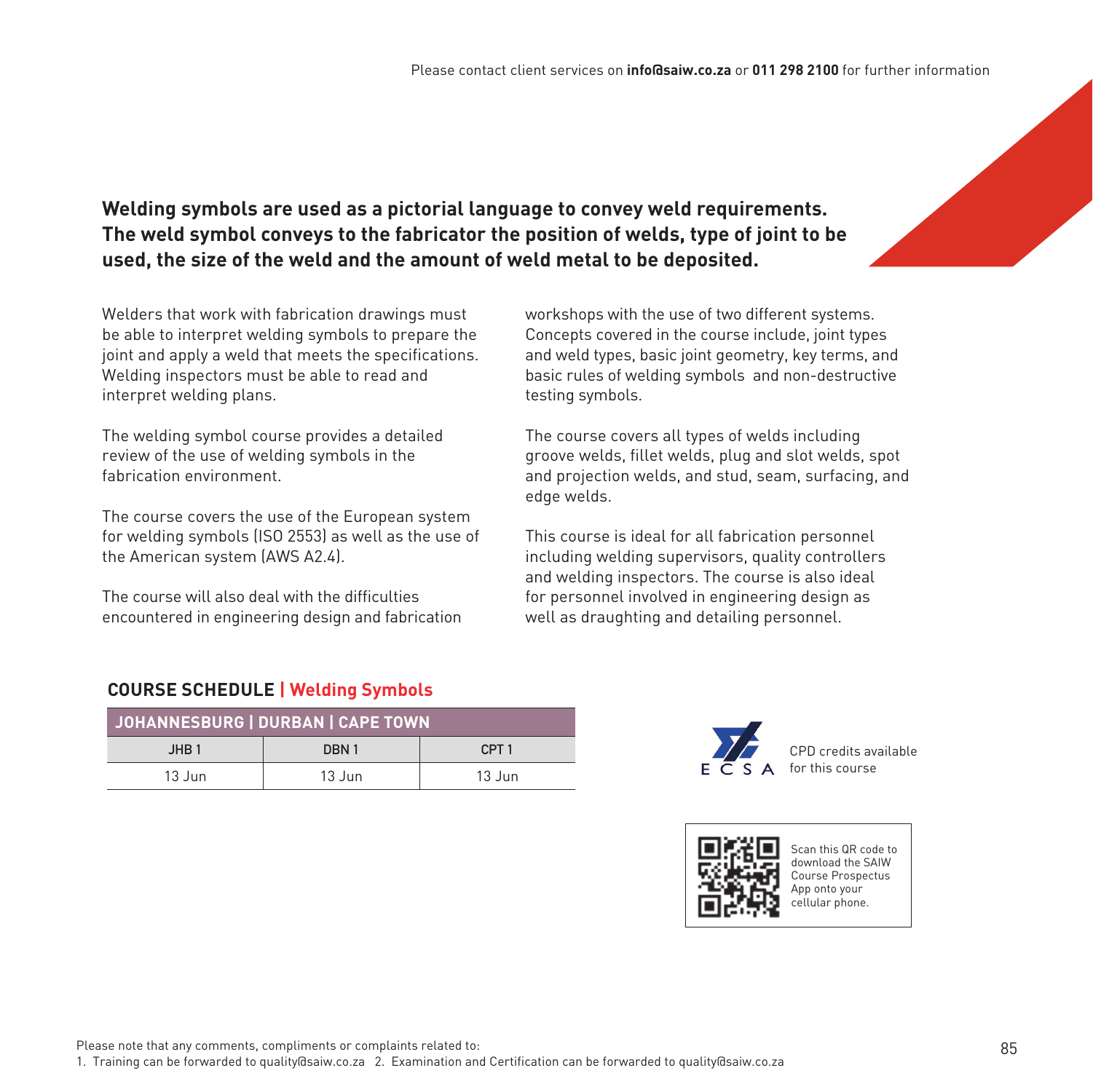Please contact client services on **info@saiw.co.za** or **011 298 2100** for further information

**Welding symbols are used as a pictorial language to convey weld requirements. The weld symbol conveys to the fabricator the position of welds, type of joint to be used, the size of the weld and the amount of weld metal to be deposited.**

Welders that work with fabrication drawings must be able to interpret welding symbols to prepare the joint and apply a weld that meets the specifications. Welding inspectors must be able to read and interpret welding plans.

The welding symbol course provides a detailed review of the use of welding symbols in the fabrication environment.

The course covers the use of the European system for welding symbols (ISO 2553) as well as the use of the American system (AWS A2.4).

The course will also deal with the difficulties encountered in engineering design and fabrication workshops with the use of two different systems. Concepts covered in the course include, joint types and weld types, basic joint geometry, key terms, and basic rules of welding symbols and non-destructive testing symbols.

The course covers all types of welds including groove welds, fillet welds, plug and slot welds, spot and projection welds, and stud, seam, surfacing, and edge welds.

This course is ideal for all fabrication personnel including welding supervisors, quality controllers and welding inspectors. The course is also ideal for personnel involved in engineering design as well as draughting and detailing personnel.

## COURSE SCHEDULE | Welding Symbols

| JOHANNESBURG \| DURBAN \| CAPE TOWN | | |
|---|---|---|
| JHB 1 | DBN 1 | CPT 1 |
| 13 Jun | 13 Jun | 13 Jun |

ECSA

CPD credits available for this course

Scan this QR code to download the SAIW Course Prospectus App onto your cellular phone.

Please note that any comments, compliments or complaints related to:
1. Training can be forwarded to quality@saiw.co.za 2. Examination and Certification can be forwarded to quality@saiw.co.za